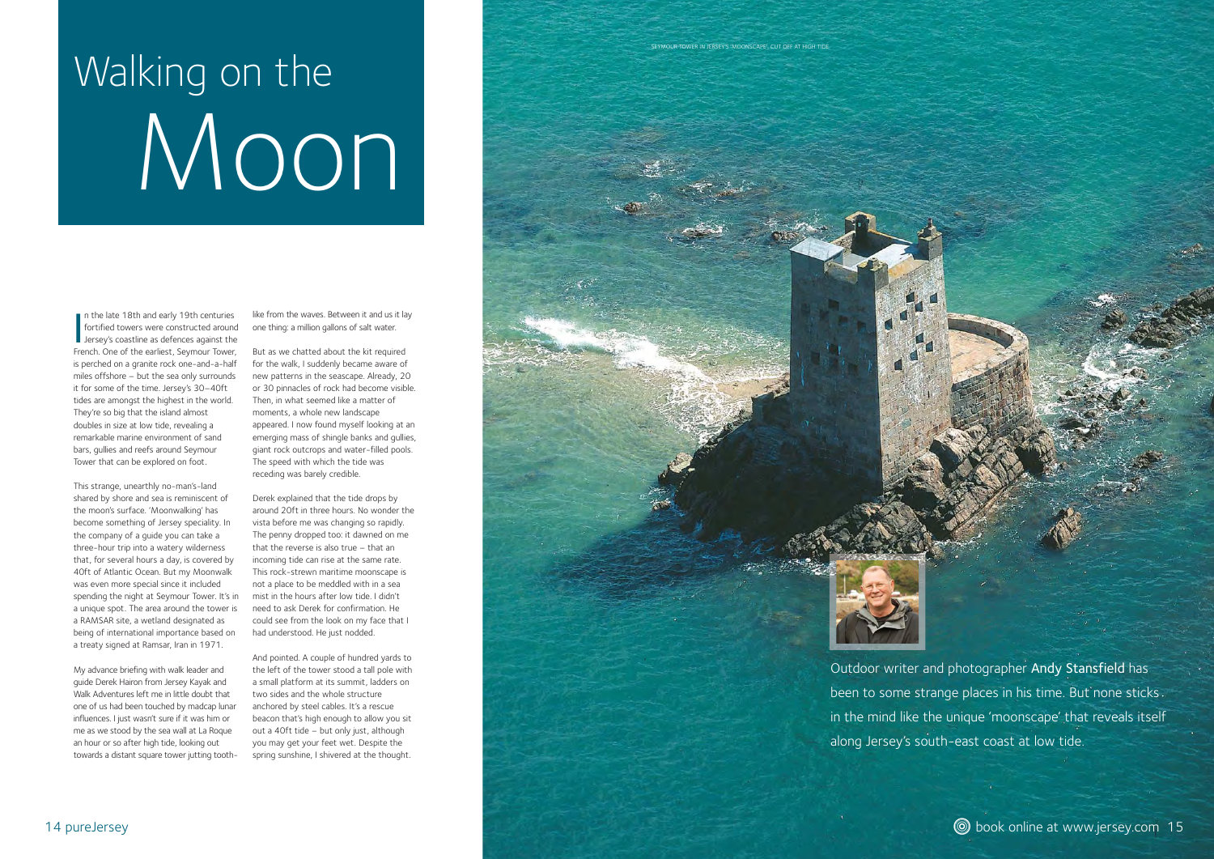# Walking on the Moon

SEYMOUR TOWER IN JERSEY'S 'MOONSCAPE', CUT OFF AT HIGH TIDE

Outdoor writer and photographer **Andy Stansfield** has been to some strange places in his time. But none sticks in the mind like the unique 'moonscape' that reveals itself along Jersey's south-east coast at low tide.

In the late 18th and early 19th centuries fortified towers were constructed around Jersey's coastline as defences against the French. One of the earliest, Seymour Tower, is perched on a granite rock one-and-a-half miles offshore – but the sea only surrounds it for some of the time. Jersey's 30–40ft tides are amongst the highest in the world. They're so big that the island almost doubles in size at low tide, revealing a remarkable marine environment of sand bars, gullies and reefs around Seymour Tower that can be explored on foot.

This strange, unearthly no-man's-land shared by shore and sea is reminiscent of the moon's surface. 'Moonwalking' has become something of Jersey speciality. In the company of a guide you can take a three-hour trip into a watery wilderness that, for several hours a day, is covered by 40ft of Atlantic Ocean. But my Moonwalk was even more special since it included spending the night at Seymour Tower. It's in a unique spot. The area around the tower is a RAMSAR site, a wetland designated as being of international importance based on a treaty signed at Ramsar, Iran in 1971.

My advance briefing with walk leader and guide Derek Hairon from Jersey Kayak and Walk Adventures left me in little doubt that one of us had been touched by madcap lunar influences. I just wasn't sure if it was him or me as we stood by the sea wall at La Roque an hour or so after high tide, looking out towards a distant square tower jutting tooth-like from the waves. Between it and us it lay one thing: a million gallons of salt water.

But as we chatted about the kit required for the walk, I suddenly became aware of new patterns in the seascape. Already, 20 or 30 pinnacles of rock had become visible. Then, in what seemed like a matter of moments, a whole new landscape appeared. I now found myself looking at an emerging mass of shingle banks and gullies, giant rock outcrops and water-filled pools. The speed with which the tide was receding was barely credible.

Derek explained that the tide drops by around 20ft in three hours. No wonder the vista before me was changing so rapidly. The penny dropped too: it dawned on me that the reverse is also true – that an incoming tide can rise at the same rate. This rock-strewn maritime moonscape is not a place to be meddled with in a sea mist in the hours after low tide. I didn't need to ask Derek for confirmation. He could see from the look on my face that I had understood. He just nodded.

And pointed. A couple of hundred yards to the left of the tower stood a tall pole with a small platform at its summit, ladders on two sides and the whole structure anchored by steel cables. It's a rescue beacon that's high enough to allow you sit out a 40ft tide – but only just, although you may get your feet wet. Despite the spring sunshine, I shivered at the thought.

book online at www.jersey.com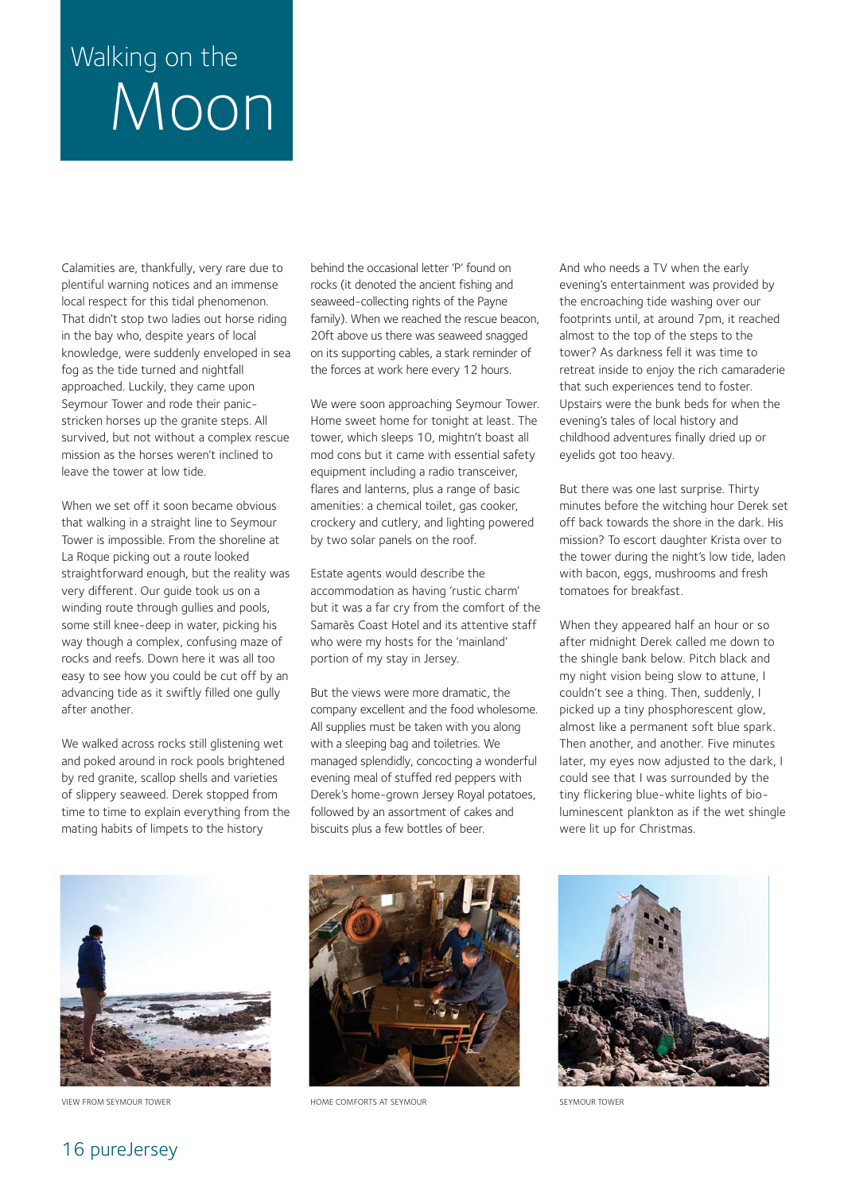# Walking on the Moon

Calamities are, thankfully, very rare due to plentiful warning notices and an immense local respect for this tidal phenomenon. That didn't stop two ladies out horse riding in the bay who, despite years of local knowledge, were suddenly enveloped in sea fog as the tide turned and nightfall approached. Luckily, they came upon Seymour Tower and rode their panic-stricken horses up the granite steps. All survived, but not without a complex rescue mission as the horses weren't inclined to leave the tower at low tide.

When we set off it soon became obvious that walking in a straight line to Seymour Tower is impossible. From the shoreline at La Roque picking out a route looked straightforward enough, but the reality was very different. Our guide took us on a winding route through gullies and pools, some still knee-deep in water, picking his way though a complex, confusing maze of rocks and reefs. Down here it was all too easy to see how you could be cut off by an advancing tide as it swiftly filled one gully after another.

We walked across rocks still glistening wet and poked around in rock pools brightened by red granite, scallop shells and varieties of slippery seaweed. Derek stopped from time to time to explain everything from the mating habits of limpets to the history behind the occasional letter 'P' found on rocks (it denoted the ancient fishing and seaweed-collecting rights of the Payne family). When we reached the rescue beacon, 20ft above us there was seaweed snagged on its supporting cables, a stark reminder of the forces at work here every 12 hours.

We were soon approaching Seymour Tower. Home sweet home for tonight at least. The tower, which sleeps 10, mightn't boast all mod cons but it came with essential safety equipment including a radio transceiver, flares and lanterns, plus a range of basic amenities: a chemical toilet, gas cooker, crockery and cutlery, and lighting powered by two solar panels on the roof.

Estate agents would describe the accommodation as having 'rustic charm' but it was a far cry from the comfort of the Samarès Coast Hotel and its attentive staff who were my hosts for the 'mainland' portion of my stay in Jersey.

But the views were more dramatic, the company excellent and the food wholesome. All supplies must be taken with you along with a sleeping bag and toiletries. We managed splendidly, concocting a wonderful evening meal of stuffed red peppers with Derek's home-grown Jersey Royal potatoes, followed by an assortment of cakes and biscuits plus a few bottles of beer.

And who needs a TV when the early evening's entertainment was provided by the encroaching tide washing over our footprints until, at around 7pm, it reached almost to the top of the steps to the tower? As darkness fell it was time to retreat inside to enjoy the rich camaraderie that such experiences tend to foster. Upstairs were the bunk beds for when the evening's tales of local history and childhood adventures finally dried up or eyelids got too heavy.

But there was one last surprise. Thirty minutes before the witching hour Derek set off back towards the shore in the dark. His mission? To escort daughter Krista over to the tower during the night's low tide, laden with bacon, eggs, mushrooms and fresh tomatoes for breakfast.

When they appeared half an hour or so after midnight Derek called me down to the shingle bank below. Pitch black and my night vision being slow to attune, I couldn't see a thing. Then, suddenly, I picked up a tiny phosphorescent glow, almost like a permanent soft blue spark. Then another, and another. Five minutes later, my eyes now adjusted to the dark, I could see that I was surrounded by the tiny flickering blue-white lights of bio-luminescent plankton as if the wet shingle were lit up for Christmas.

VIEW FROM SEYMOUR TOWER

HOME COMFORTS AT SEYMOUR

SEYMOUR TOWER